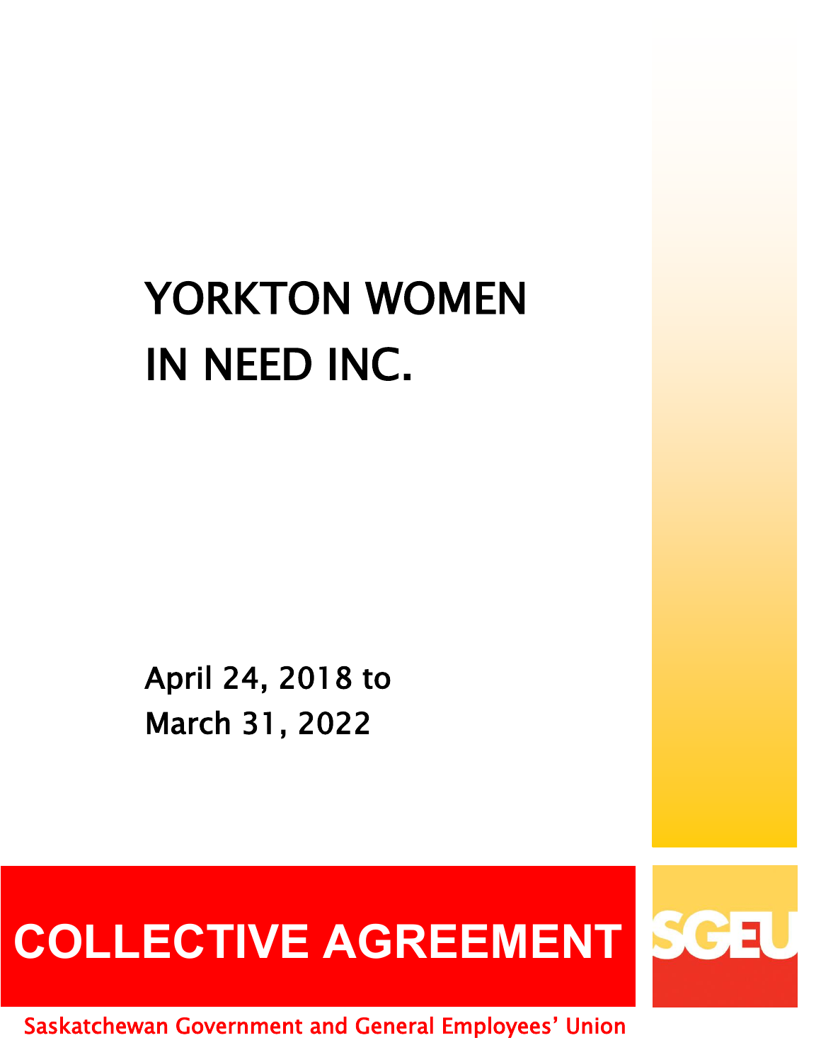# YORKTON WOMEN IN NEED INC.

April 24, 2018 to
March 31, 2022

## COLLECTIVE AGREEMENT

SGEU

Saskatchewan Government and General Employees' Union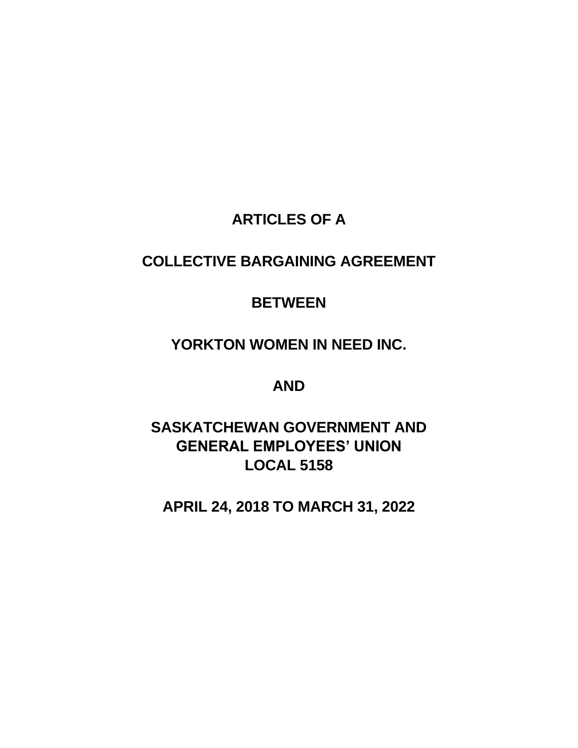# ARTICLES OF A

# COLLECTIVE BARGAINING AGREEMENT

# BETWEEN

# YORKTON WOMEN IN NEED INC.

# AND

# SASKATCHEWAN GOVERNMENT AND GENERAL EMPLOYEES' UNION LOCAL 5158

# APRIL 24, 2018 TO MARCH 31, 2022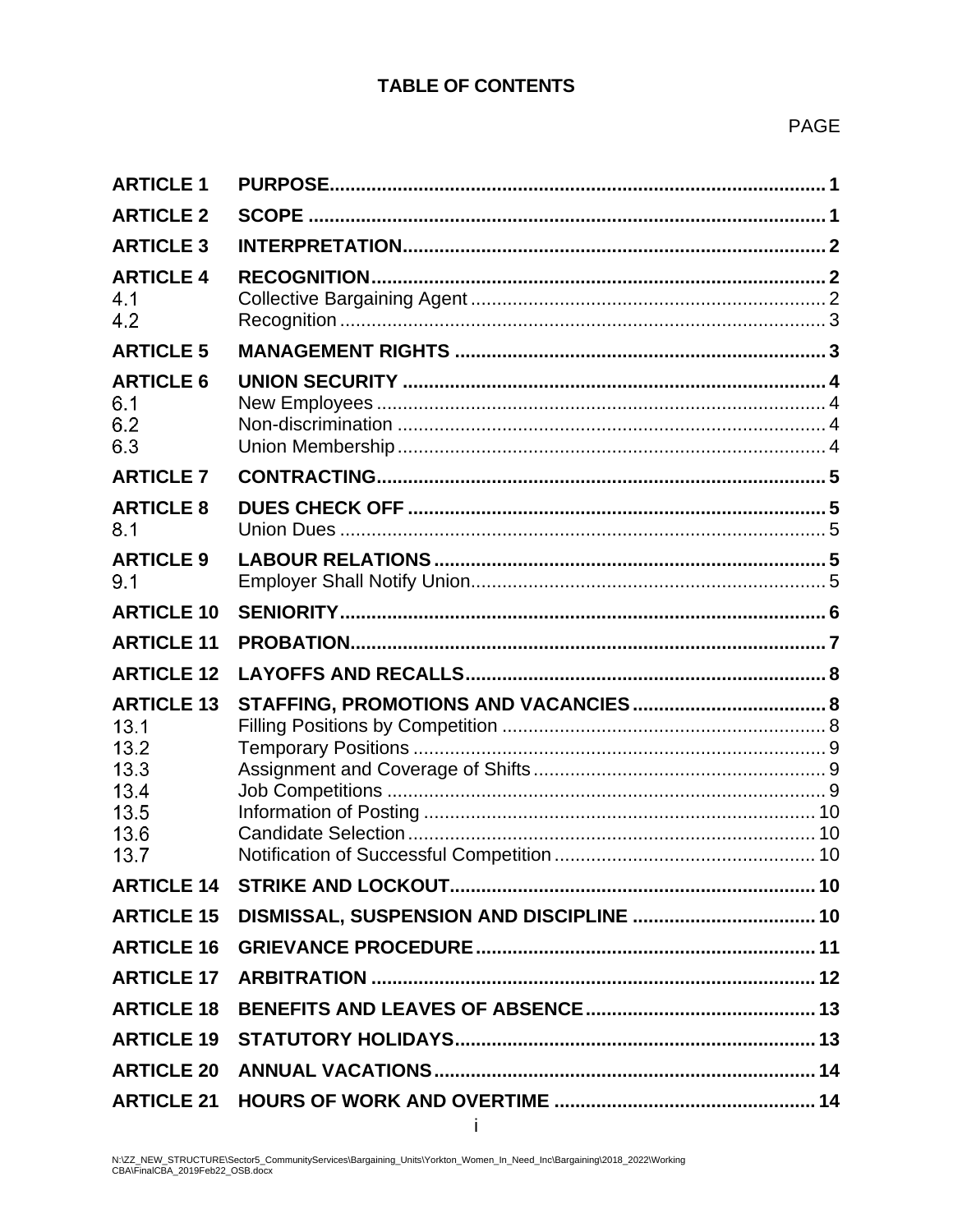# TABLE OF CONTENTS

| | | PAGE |
|---|---|---|
| **ARTICLE 1** | **PURPOSE** | **1** |
| **ARTICLE 2** | **SCOPE** | **1** |
| **ARTICLE 3** | **INTERPRETATION** | **2** |
| **ARTICLE 4** | **RECOGNITION** | **2** |
| 4.1 | Collective Bargaining Agent | 2 |
| 4.2 | Recognition | 3 |
| **ARTICLE 5** | **MANAGEMENT RIGHTS** | **3** |
| **ARTICLE 6** | **UNION SECURITY** | **4** |
| 6.1 | New Employees | 4 |
| 6.2 | Non-discrimination | 4 |
| 6.3 | Union Membership | 4 |
| **ARTICLE 7** | **CONTRACTING** | **5** |
| **ARTICLE 8** | **DUES CHECK OFF** | **5** |
| 8.1 | Union Dues | 5 |
| **ARTICLE 9** | **LABOUR RELATIONS** | **5** |
| 9.1 | Employer Shall Notify Union | 5 |
| **ARTICLE 10** | **SENIORITY** | **6** |
| **ARTICLE 11** | **PROBATION** | **7** |
| **ARTICLE 12** | **LAYOFFS AND RECALLS** | **8** |
| **ARTICLE 13** | **STAFFING, PROMOTIONS AND VACANCIES** | **8** |
| 13.1 | Filling Positions by Competition | 8 |
| 13.2 | Temporary Positions | 9 |
| 13.3 | Assignment and Coverage of Shifts | 9 |
| 13.4 | Job Competitions | 9 |
| 13.5 | Information of Posting | 10 |
| 13.6 | Candidate Selection | 10 |
| 13.7 | Notification of Successful Competition | 10 |
| **ARTICLE 14** | **STRIKE AND LOCKOUT** | **10** |
| **ARTICLE 15** | **DISMISSAL, SUSPENSION AND DISCIPLINE** | **10** |
| **ARTICLE 16** | **GRIEVANCE PROCEDURE** | **11** |
| **ARTICLE 17** | **ARBITRATION** | **12** |
| **ARTICLE 18** | **BENEFITS AND LEAVES OF ABSENCE** | **13** |
| **ARTICLE 19** | **STATUTORY HOLIDAYS** | **13** |
| **ARTICLE 20** | **ANNUAL VACATIONS** | **14** |
| **ARTICLE 21** | **HOURS OF WORK AND OVERTIME** | **14** |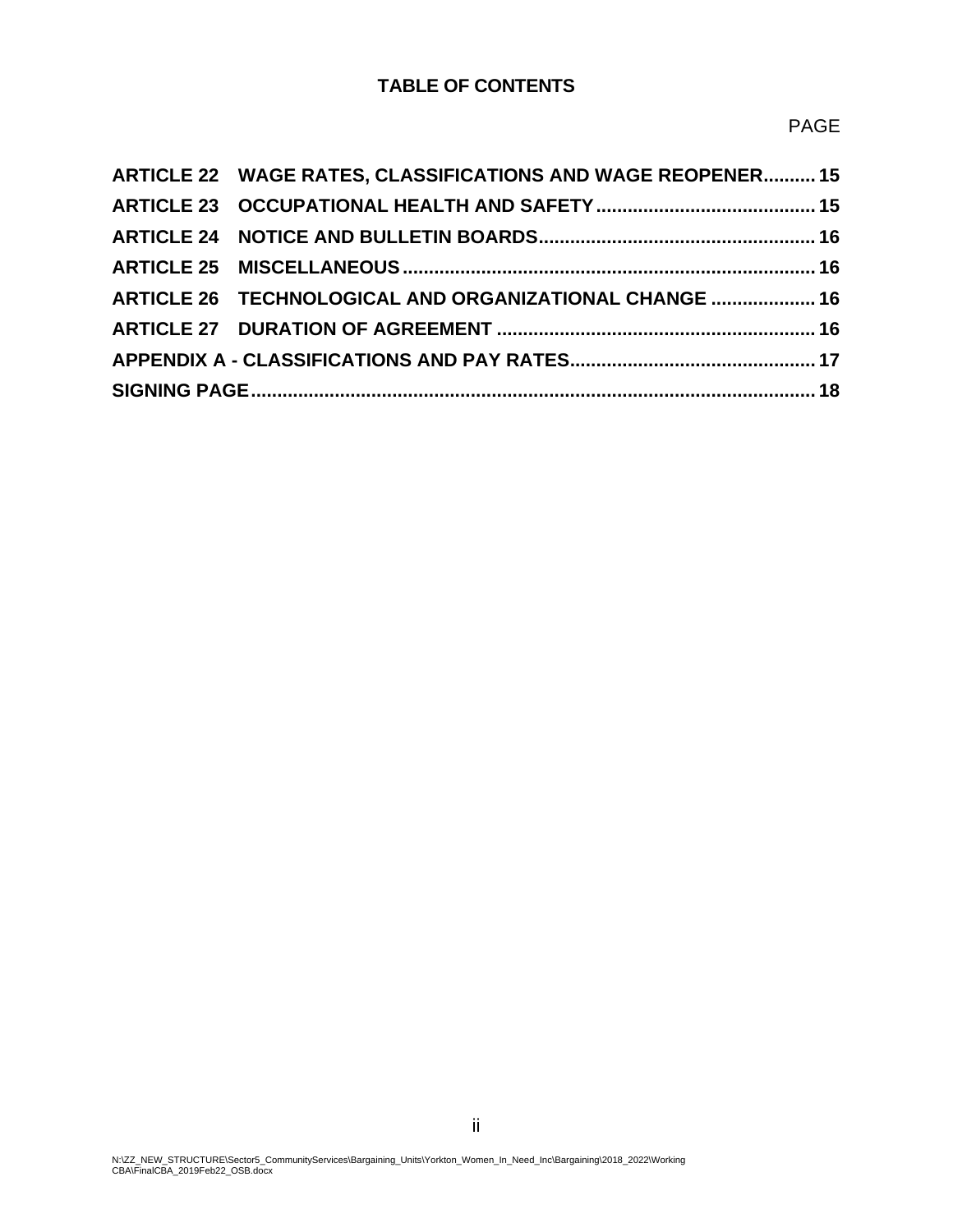**TABLE OF CONTENTS**

PAGE

| | |
|---|---|
| **ARTICLE 22 WAGE RATES, CLASSIFICATIONS AND WAGE REOPENER** | **15** |
| **ARTICLE 23 OCCUPATIONAL HEALTH AND SAFETY** | **15** |
| **ARTICLE 24 NOTICE AND BULLETIN BOARDS** | **16** |
| **ARTICLE 25 MISCELLANEOUS** | **16** |
| **ARTICLE 26 TECHNOLOGICAL AND ORGANIZATIONAL CHANGE** | **16** |
| **ARTICLE 27 DURATION OF AGREEMENT** | **16** |
| **APPENDIX A - CLASSIFICATIONS AND PAY RATES** | **17** |
| **SIGNING PAGE** | **18** |

N:\ZZ_NEW_STRUCTURE\Sector5_CommunityServices\Bargaining_Units\Yorkton_Women_In_Need_Inc\Bargaining\2018_2022\Working CBA\FinalCBA_2019Feb22_OSB.docx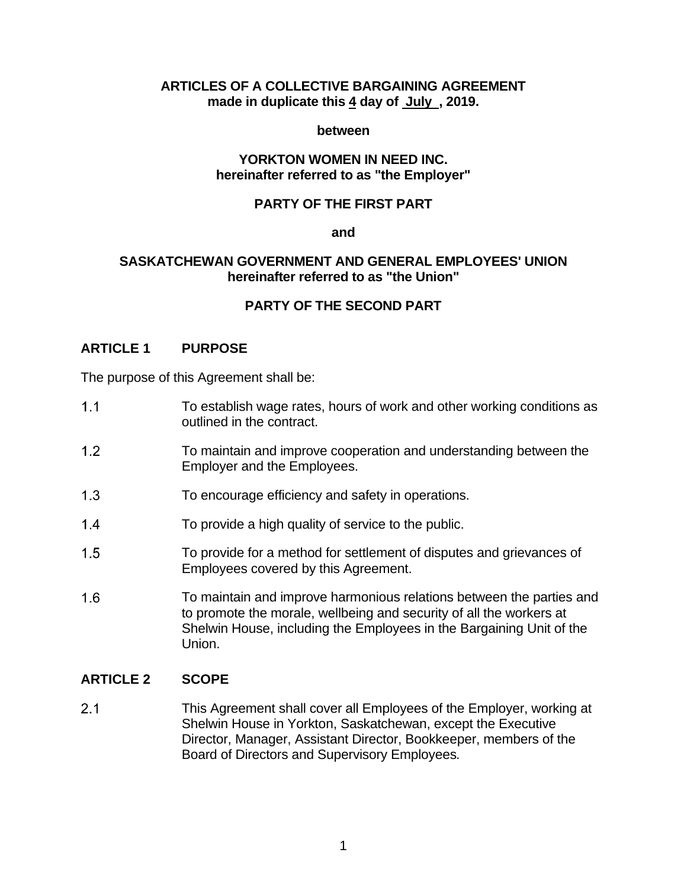**ARTICLES OF A COLLECTIVE BARGAINING AGREEMENT**
**made in duplicate this 4 day of July , 2019.**

**between**

**YORKTON WOMEN IN NEED INC.**
**hereinafter referred to as "the Employer"**

**PARTY OF THE FIRST PART**

**and**

**SASKATCHEWAN GOVERNMENT AND GENERAL EMPLOYEES' UNION**
**hereinafter referred to as "the Union"**

**PARTY OF THE SECOND PART**

## ARTICLE 1 PURPOSE

The purpose of this Agreement shall be:

1.1 To establish wage rates, hours of work and other working conditions as outlined in the contract.

1.2 To maintain and improve cooperation and understanding between the Employer and the Employees.

1.3 To encourage efficiency and safety in operations.

1.4 To provide a high quality of service to the public.

1.5 To provide for a method for settlement of disputes and grievances of Employees covered by this Agreement.

1.6 To maintain and improve harmonious relations between the parties and to promote the morale, wellbeing and security of all the workers at Shelwin House, including the Employees in the Bargaining Unit of the Union.

## ARTICLE 2 SCOPE

2.1 This Agreement shall cover all Employees of the Employer, working at Shelwin House in Yorkton, Saskatchewan, except the Executive Director, Manager, Assistant Director, Bookkeeper, members of the Board of Directors and Supervisory Employees*.*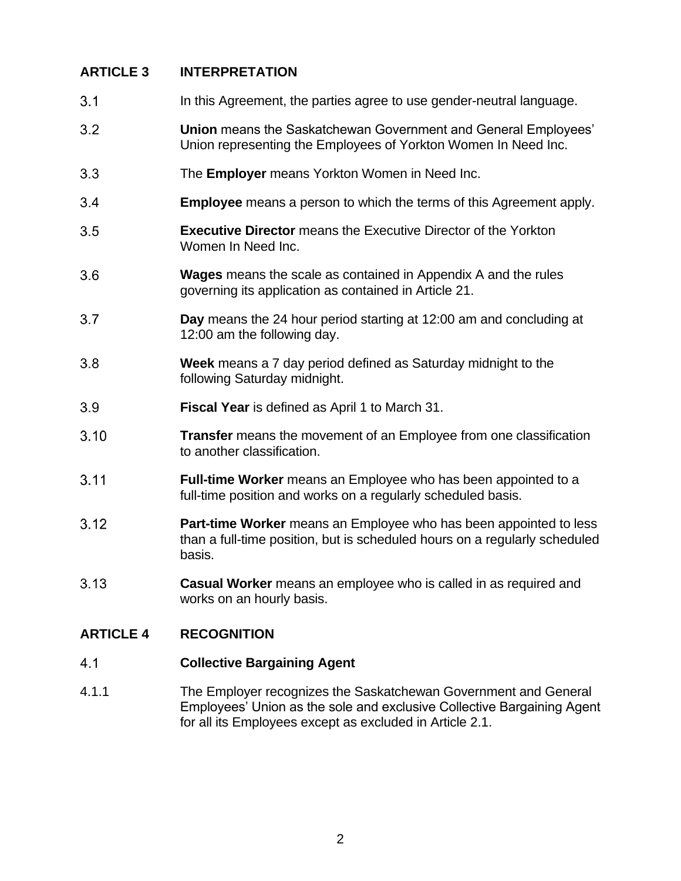## ARTICLE 3 INTERPRETATION

3.1 In this Agreement, the parties agree to use gender-neutral language.

3.2 **Union** means the Saskatchewan Government and General Employees' Union representing the Employees of Yorkton Women In Need Inc.

3.3 The **Employer** means Yorkton Women in Need Inc.

3.4 **Employee** means a person to which the terms of this Agreement apply.

3.5 **Executive Director** means the Executive Director of the Yorkton Women In Need Inc.

3.6 **Wages** means the scale as contained in Appendix A and the rules governing its application as contained in Article 21.

3.7 **Day** means the 24 hour period starting at 12:00 am and concluding at 12:00 am the following day.

3.8 **Week** means a 7 day period defined as Saturday midnight to the following Saturday midnight.

3.9 **Fiscal Year** is defined as April 1 to March 31.

3.10 **Transfer** means the movement of an Employee from one classification to another classification.

3.11 **Full-time Worker** means an Employee who has been appointed to a full-time position and works on a regularly scheduled basis.

3.12 **Part-time Worker** means an Employee who has been appointed to less than a full-time position, but is scheduled hours on a regularly scheduled basis.

3.13 **Casual Worker** means an employee who is called in as required and works on an hourly basis.

## ARTICLE 4 RECOGNITION

### 4.1 Collective Bargaining Agent

4.1.1 The Employer recognizes the Saskatchewan Government and General Employees' Union as the sole and exclusive Collective Bargaining Agent for all its Employees except as excluded in Article 2.1.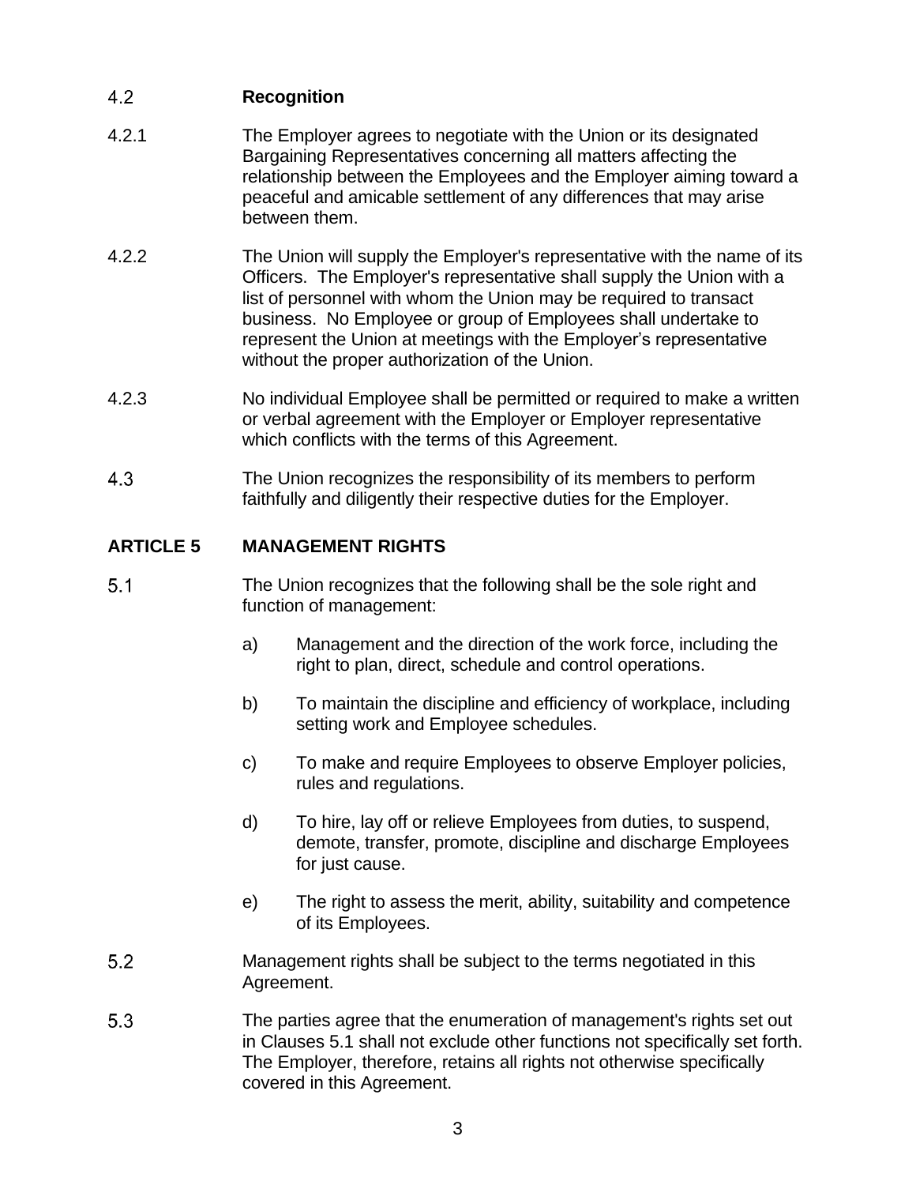### 4.2 Recognition

4.2.1 The Employer agrees to negotiate with the Union or its designated Bargaining Representatives concerning all matters affecting the relationship between the Employees and the Employer aiming toward a peaceful and amicable settlement of any differences that may arise between them.

4.2.2 The Union will supply the Employer's representative with the name of its Officers. The Employer's representative shall supply the Union with a list of personnel with whom the Union may be required to transact business. No Employee or group of Employees shall undertake to represent the Union at meetings with the Employer's representative without the proper authorization of the Union.

4.2.3 No individual Employee shall be permitted or required to make a written or verbal agreement with the Employer or Employer representative which conflicts with the terms of this Agreement.

4.3 The Union recognizes the responsibility of its members to perform faithfully and diligently their respective duties for the Employer.

## ARTICLE 5 MANAGEMENT RIGHTS

5.1 The Union recognizes that the following shall be the sole right and function of management:

a) Management and the direction of the work force, including the right to plan, direct, schedule and control operations.

b) To maintain the discipline and efficiency of workplace, including setting work and Employee schedules.

c) To make and require Employees to observe Employer policies, rules and regulations.

d) To hire, lay off or relieve Employees from duties, to suspend, demote, transfer, promote, discipline and discharge Employees for just cause.

e) The right to assess the merit, ability, suitability and competence of its Employees.

5.2 Management rights shall be subject to the terms negotiated in this Agreement.

5.3 The parties agree that the enumeration of management's rights set out in Clauses 5.1 shall not exclude other functions not specifically set forth. The Employer, therefore, retains all rights not otherwise specifically covered in this Agreement.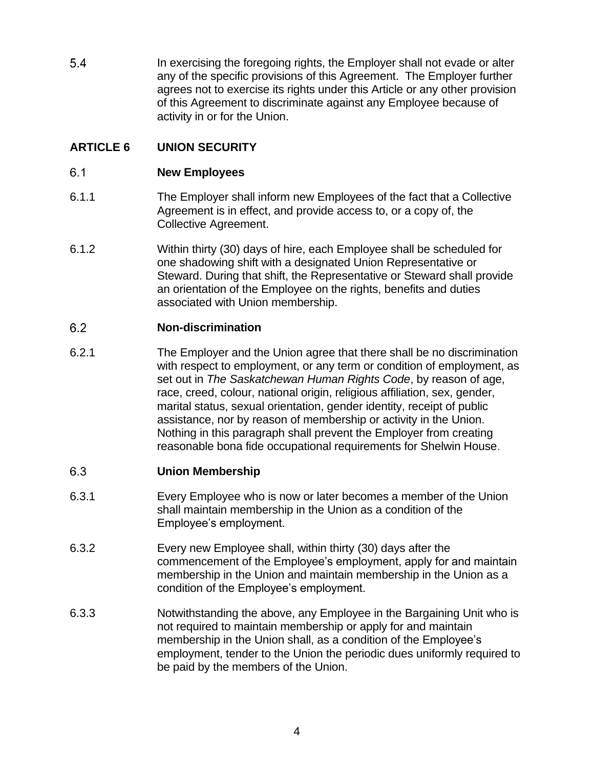5.4 In exercising the foregoing rights, the Employer shall not evade or alter any of the specific provisions of this Agreement. The Employer further agrees not to exercise its rights under this Article or any other provision of this Agreement to discriminate against any Employee because of activity in or for the Union.

## ARTICLE 6 UNION SECURITY

### 6.1 New Employees

6.1.1 The Employer shall inform new Employees of the fact that a Collective Agreement is in effect, and provide access to, or a copy of, the Collective Agreement.

6.1.2 Within thirty (30) days of hire, each Employee shall be scheduled for one shadowing shift with a designated Union Representative or Steward. During that shift, the Representative or Steward shall provide an orientation of the Employee on the rights, benefits and duties associated with Union membership.

### 6.2 Non-discrimination

6.2.1 The Employer and the Union agree that there shall be no discrimination with respect to employment, or any term or condition of employment, as set out in *The Saskatchewan Human Rights Code*, by reason of age, race, creed, colour, national origin, religious affiliation, sex, gender, marital status, sexual orientation, gender identity, receipt of public assistance, nor by reason of membership or activity in the Union. Nothing in this paragraph shall prevent the Employer from creating reasonable bona fide occupational requirements for Shelwin House.

### 6.3 Union Membership

6.3.1 Every Employee who is now or later becomes a member of the Union shall maintain membership in the Union as a condition of the Employee's employment.

6.3.2 Every new Employee shall, within thirty (30) days after the commencement of the Employee's employment, apply for and maintain membership in the Union and maintain membership in the Union as a condition of the Employee's employment.

6.3.3 Notwithstanding the above, any Employee in the Bargaining Unit who is not required to maintain membership or apply for and maintain membership in the Union shall, as a condition of the Employee's employment, tender to the Union the periodic dues uniformly required to be paid by the members of the Union.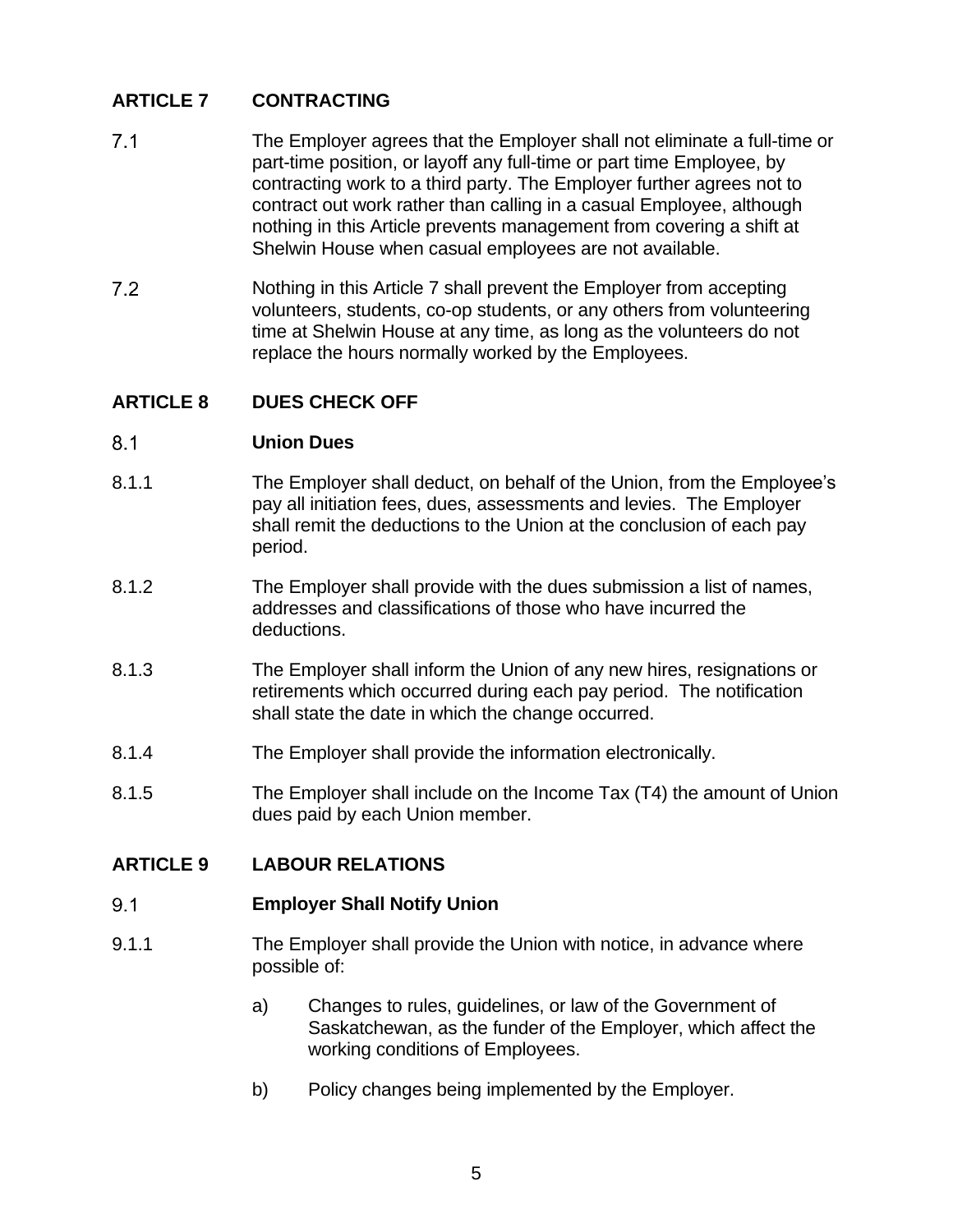## ARTICLE 7 CONTRACTING

7.1 The Employer agrees that the Employer shall not eliminate a full-time or part-time position, or layoff any full-time or part time Employee, by contracting work to a third party. The Employer further agrees not to contract out work rather than calling in a casual Employee, although nothing in this Article prevents management from covering a shift at Shelwin House when casual employees are not available.

7.2 Nothing in this Article 7 shall prevent the Employer from accepting volunteers, students, co-op students, or any others from volunteering time at Shelwin House at any time, as long as the volunteers do not replace the hours normally worked by the Employees.

## ARTICLE 8 DUES CHECK OFF

### 8.1 Union Dues

8.1.1 The Employer shall deduct, on behalf of the Union, from the Employee's pay all initiation fees, dues, assessments and levies. The Employer shall remit the deductions to the Union at the conclusion of each pay period.

8.1.2 The Employer shall provide with the dues submission a list of names, addresses and classifications of those who have incurred the deductions.

8.1.3 The Employer shall inform the Union of any new hires, resignations or retirements which occurred during each pay period. The notification shall state the date in which the change occurred.

8.1.4 The Employer shall provide the information electronically.

8.1.5 The Employer shall include on the Income Tax (T4) the amount of Union dues paid by each Union member.

## ARTICLE 9 LABOUR RELATIONS

### 9.1 Employer Shall Notify Union

9.1.1 The Employer shall provide the Union with notice, in advance where possible of:

a) Changes to rules, guidelines, or law of the Government of Saskatchewan, as the funder of the Employer, which affect the working conditions of Employees.

b) Policy changes being implemented by the Employer.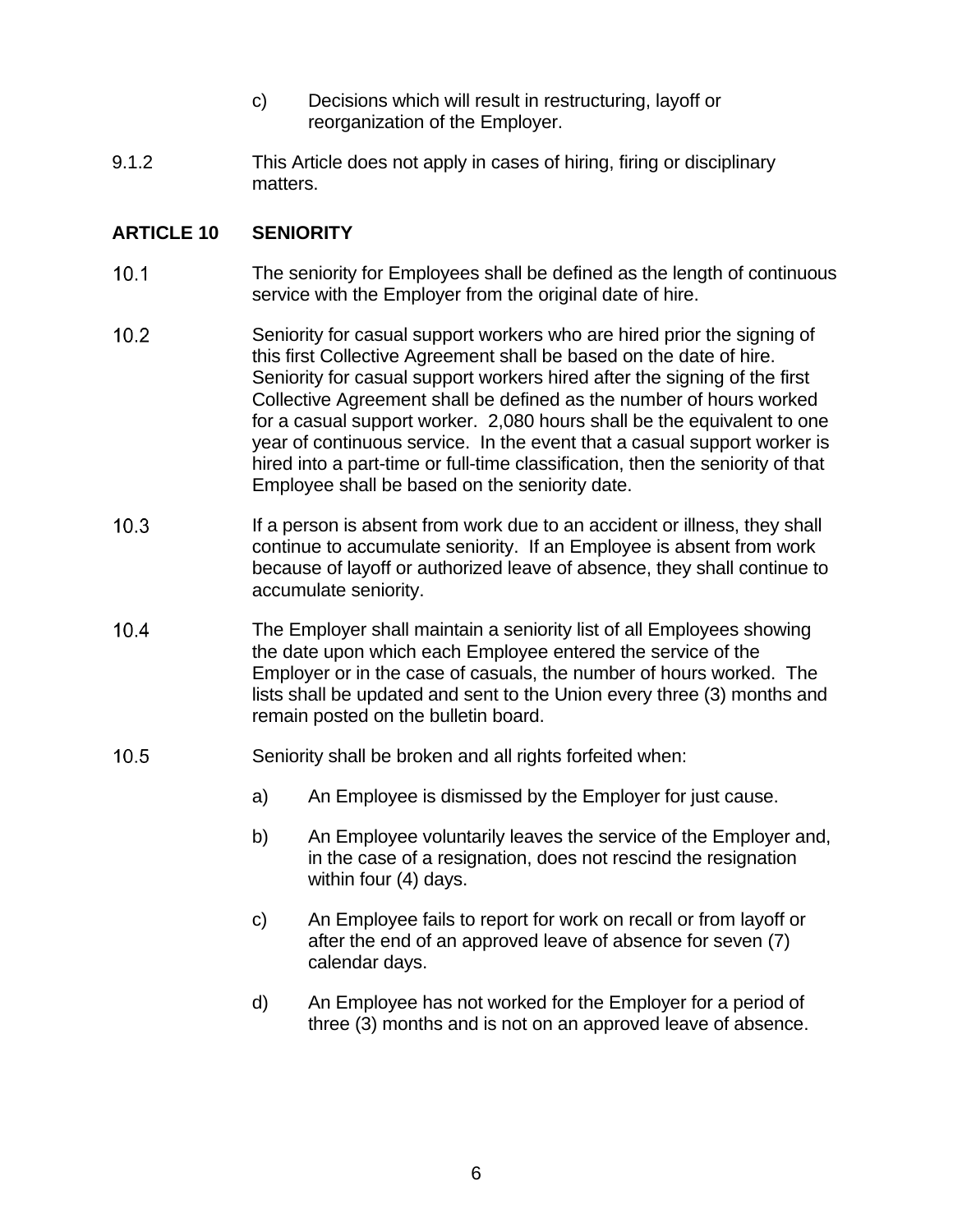c) Decisions which will result in restructuring, layoff or reorganization of the Employer.

9.1.2 This Article does not apply in cases of hiring, firing or disciplinary matters.

## ARTICLE 10 SENIORITY

10.1 The seniority for Employees shall be defined as the length of continuous service with the Employer from the original date of hire.

10.2 Seniority for casual support workers who are hired prior the signing of this first Collective Agreement shall be based on the date of hire. Seniority for casual support workers hired after the signing of the first Collective Agreement shall be defined as the number of hours worked for a casual support worker. 2,080 hours shall be the equivalent to one year of continuous service. In the event that a casual support worker is hired into a part-time or full-time classification, then the seniority of that Employee shall be based on the seniority date.

10.3 If a person is absent from work due to an accident or illness, they shall continue to accumulate seniority. If an Employee is absent from work because of layoff or authorized leave of absence, they shall continue to accumulate seniority.

10.4 The Employer shall maintain a seniority list of all Employees showing the date upon which each Employee entered the service of the Employer or in the case of casuals, the number of hours worked. The lists shall be updated and sent to the Union every three (3) months and remain posted on the bulletin board.

10.5 Seniority shall be broken and all rights forfeited when:

a) An Employee is dismissed by the Employer for just cause.

b) An Employee voluntarily leaves the service of the Employer and, in the case of a resignation, does not rescind the resignation within four (4) days.

c) An Employee fails to report for work on recall or from layoff or after the end of an approved leave of absence for seven (7) calendar days.

d) An Employee has not worked for the Employer for a period of three (3) months and is not on an approved leave of absence.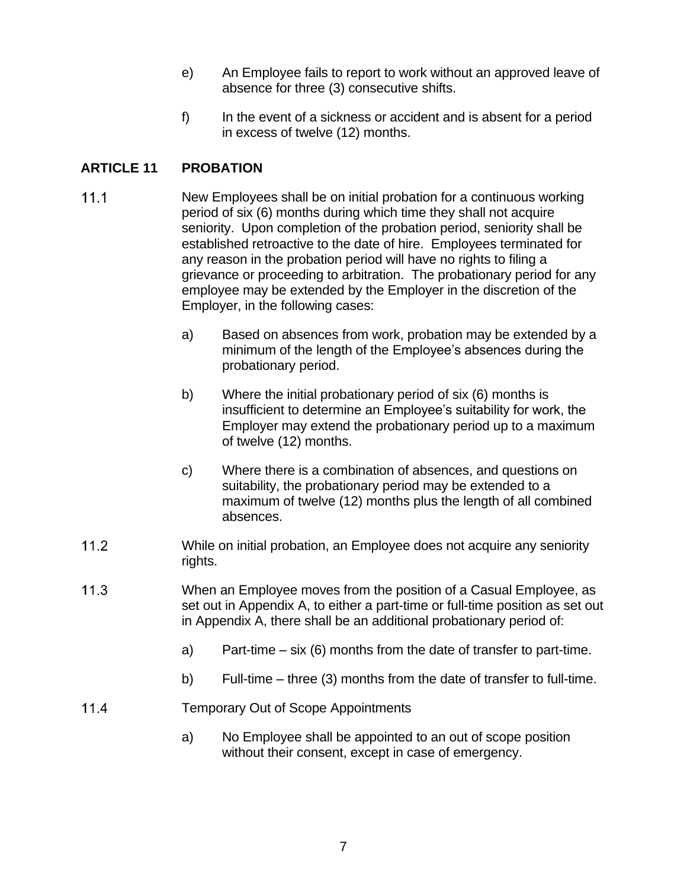e) An Employee fails to report to work without an approved leave of absence for three (3) consecutive shifts.

f) In the event of a sickness or accident and is absent for a period in excess of twelve (12) months.

## ARTICLE 11 PROBATION

11.1 New Employees shall be on initial probation for a continuous working period of six (6) months during which time they shall not acquire seniority. Upon completion of the probation period, seniority shall be established retroactive to the date of hire. Employees terminated for any reason in the probation period will have no rights to filing a grievance or proceeding to arbitration. The probationary period for any employee may be extended by the Employer in the discretion of the Employer, in the following cases:

a) Based on absences from work, probation may be extended by a minimum of the length of the Employee's absences during the probationary period.

b) Where the initial probationary period of six (6) months is insufficient to determine an Employee's suitability for work, the Employer may extend the probationary period up to a maximum of twelve (12) months.

c) Where there is a combination of absences, and questions on suitability, the probationary period may be extended to a maximum of twelve (12) months plus the length of all combined absences.

11.2 While on initial probation, an Employee does not acquire any seniority rights.

11.3 When an Employee moves from the position of a Casual Employee, as set out in Appendix A, to either a part-time or full-time position as set out in Appendix A, there shall be an additional probationary period of:

a) Part-time – six (6) months from the date of transfer to part-time.

b) Full-time – three (3) months from the date of transfer to full-time.

11.4 Temporary Out of Scope Appointments

a) No Employee shall be appointed to an out of scope position without their consent, except in case of emergency.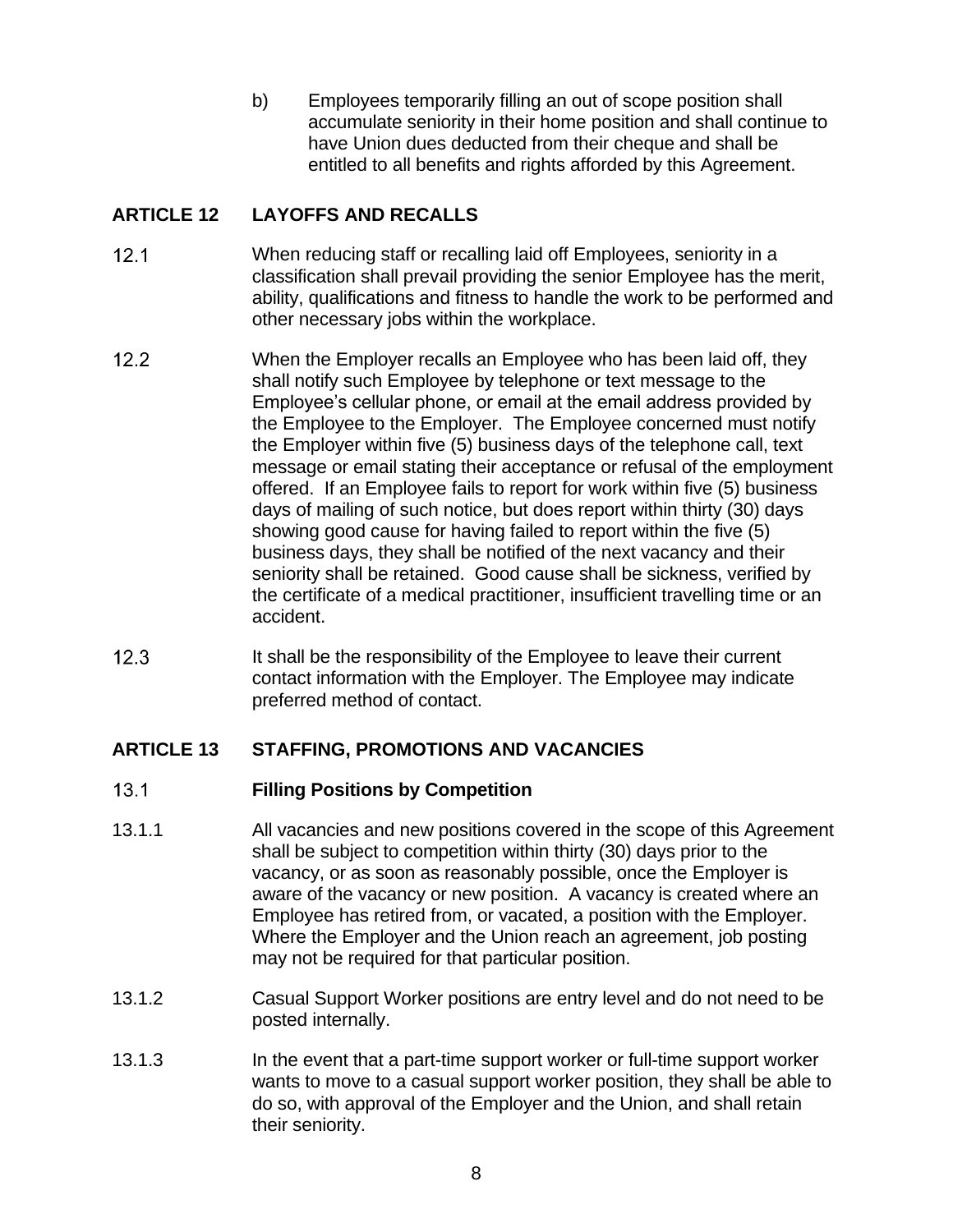b) Employees temporarily filling an out of scope position shall accumulate seniority in their home position and shall continue to have Union dues deducted from their cheque and shall be entitled to all benefits and rights afforded by this Agreement.

## ARTICLE 12 LAYOFFS AND RECALLS

12.1 When reducing staff or recalling laid off Employees, seniority in a classification shall prevail providing the senior Employee has the merit, ability, qualifications and fitness to handle the work to be performed and other necessary jobs within the workplace.

12.2 When the Employer recalls an Employee who has been laid off, they shall notify such Employee by telephone or text message to the Employee's cellular phone, or email at the email address provided by the Employee to the Employer. The Employee concerned must notify the Employer within five (5) business days of the telephone call, text message or email stating their acceptance or refusal of the employment offered. If an Employee fails to report for work within five (5) business days of mailing of such notice, but does report within thirty (30) days showing good cause for having failed to report within the five (5) business days, they shall be notified of the next vacancy and their seniority shall be retained. Good cause shall be sickness, verified by the certificate of a medical practitioner, insufficient travelling time or an accident.

12.3 It shall be the responsibility of the Employee to leave their current contact information with the Employer. The Employee may indicate preferred method of contact.

## ARTICLE 13 STAFFING, PROMOTIONS AND VACANCIES

### 13.1 Filling Positions by Competition

13.1.1 All vacancies and new positions covered in the scope of this Agreement shall be subject to competition within thirty (30) days prior to the vacancy, or as soon as reasonably possible, once the Employer is aware of the vacancy or new position. A vacancy is created where an Employee has retired from, or vacated, a position with the Employer. Where the Employer and the Union reach an agreement, job posting may not be required for that particular position.

13.1.2 Casual Support Worker positions are entry level and do not need to be posted internally.

13.1.3 In the event that a part-time support worker or full-time support worker wants to move to a casual support worker position, they shall be able to do so, with approval of the Employer and the Union, and shall retain their seniority.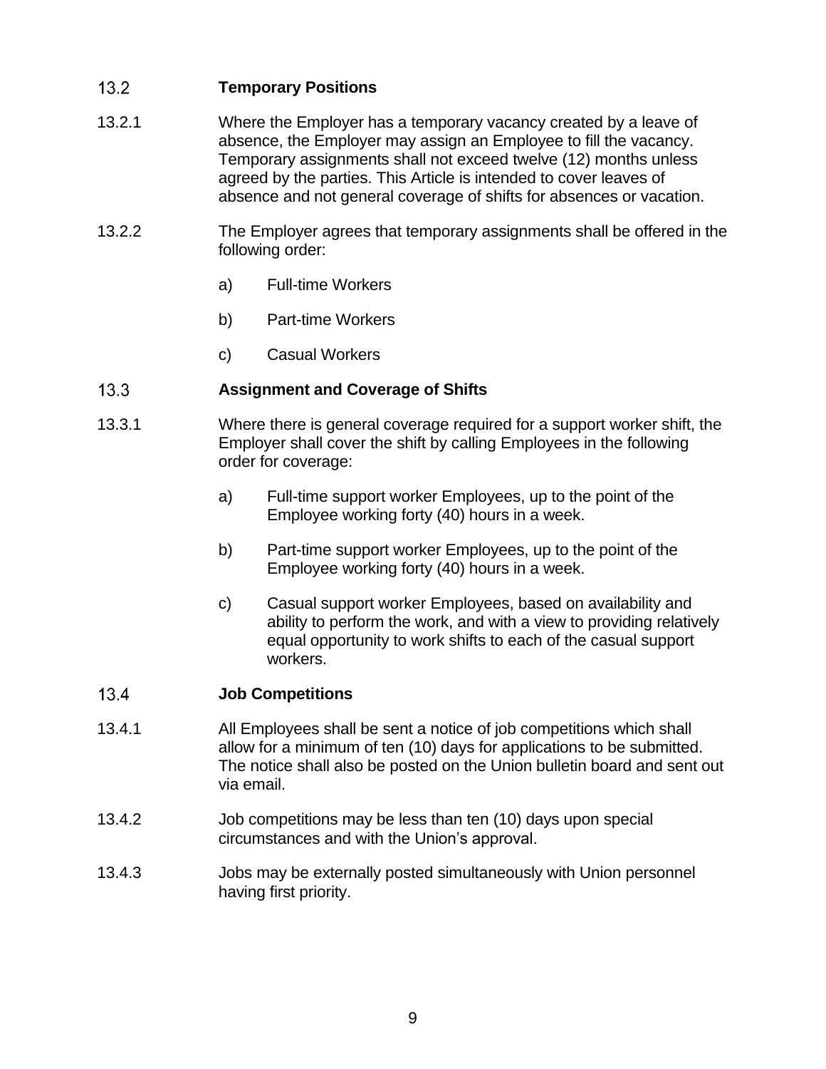## 13.2 Temporary Positions

13.2.1 Where the Employer has a temporary vacancy created by a leave of absence, the Employer may assign an Employee to fill the vacancy. Temporary assignments shall not exceed twelve (12) months unless agreed by the parties. This Article is intended to cover leaves of absence and not general coverage of shifts for absences or vacation.

13.2.2 The Employer agrees that temporary assignments shall be offered in the following order:

a) Full-time Workers

b) Part-time Workers

c) Casual Workers

## 13.3 Assignment and Coverage of Shifts

13.3.1 Where there is general coverage required for a support worker shift, the Employer shall cover the shift by calling Employees in the following order for coverage:

a) Full-time support worker Employees, up to the point of the Employee working forty (40) hours in a week.

b) Part-time support worker Employees, up to the point of the Employee working forty (40) hours in a week.

c) Casual support worker Employees, based on availability and ability to perform the work, and with a view to providing relatively equal opportunity to work shifts to each of the casual support workers.

## 13.4 Job Competitions

13.4.1 All Employees shall be sent a notice of job competitions which shall allow for a minimum of ten (10) days for applications to be submitted. The notice shall also be posted on the Union bulletin board and sent out via email.

13.4.2 Job competitions may be less than ten (10) days upon special circumstances and with the Union's approval.

13.4.3 Jobs may be externally posted simultaneously with Union personnel having first priority.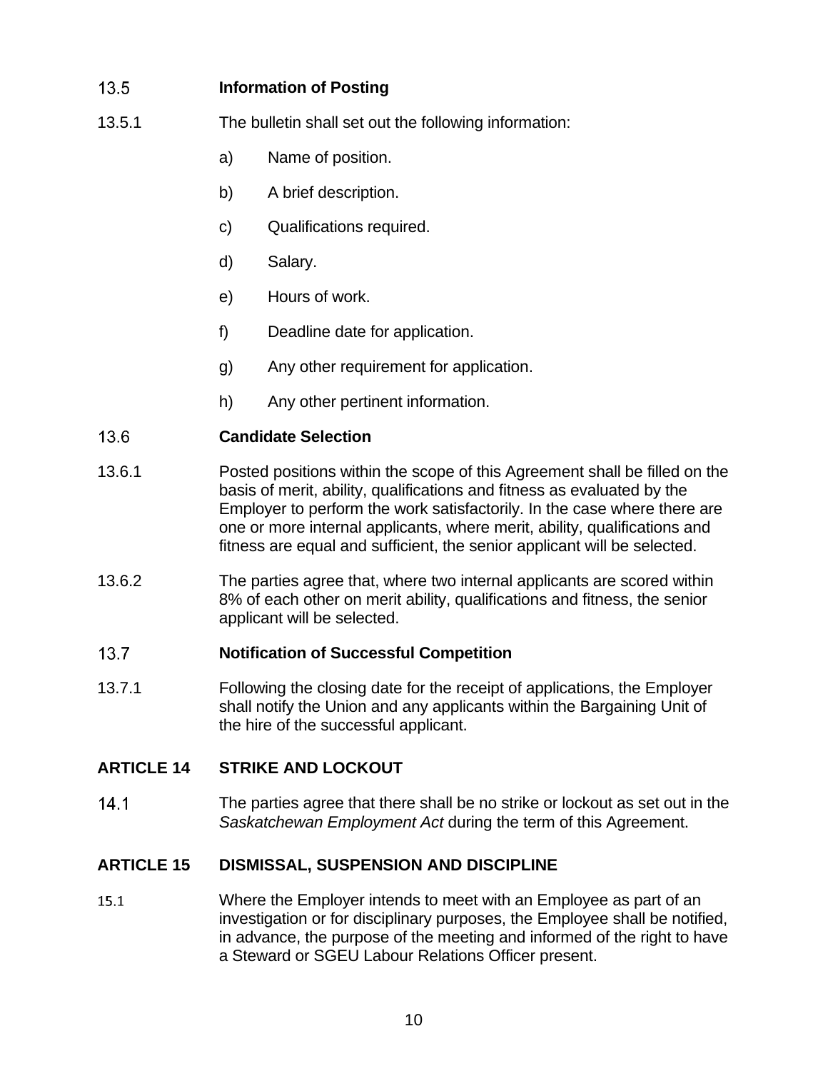### 13.5 Information of Posting

13.5.1 The bulletin shall set out the following information:

a) Name of position.

b) A brief description.

c) Qualifications required.

d) Salary.

e) Hours of work.

f) Deadline date for application.

g) Any other requirement for application.

h) Any other pertinent information.

### 13.6 Candidate Selection

13.6.1 Posted positions within the scope of this Agreement shall be filled on the basis of merit, ability, qualifications and fitness as evaluated by the Employer to perform the work satisfactorily. In the case where there are one or more internal applicants, where merit, ability, qualifications and fitness are equal and sufficient, the senior applicant will be selected.

13.6.2 The parties agree that, where two internal applicants are scored within 8% of each other on merit ability, qualifications and fitness, the senior applicant will be selected.

### 13.7 Notification of Successful Competition

13.7.1 Following the closing date for the receipt of applications, the Employer shall notify the Union and any applicants within the Bargaining Unit of the hire of the successful applicant.

## ARTICLE 14 STRIKE AND LOCKOUT

14.1 The parties agree that there shall be no strike or lockout as set out in the *Saskatchewan Employment Act* during the term of this Agreement.

## ARTICLE 15 DISMISSAL, SUSPENSION AND DISCIPLINE

15.1 Where the Employer intends to meet with an Employee as part of an investigation or for disciplinary purposes, the Employee shall be notified, in advance, the purpose of the meeting and informed of the right to have a Steward or SGEU Labour Relations Officer present.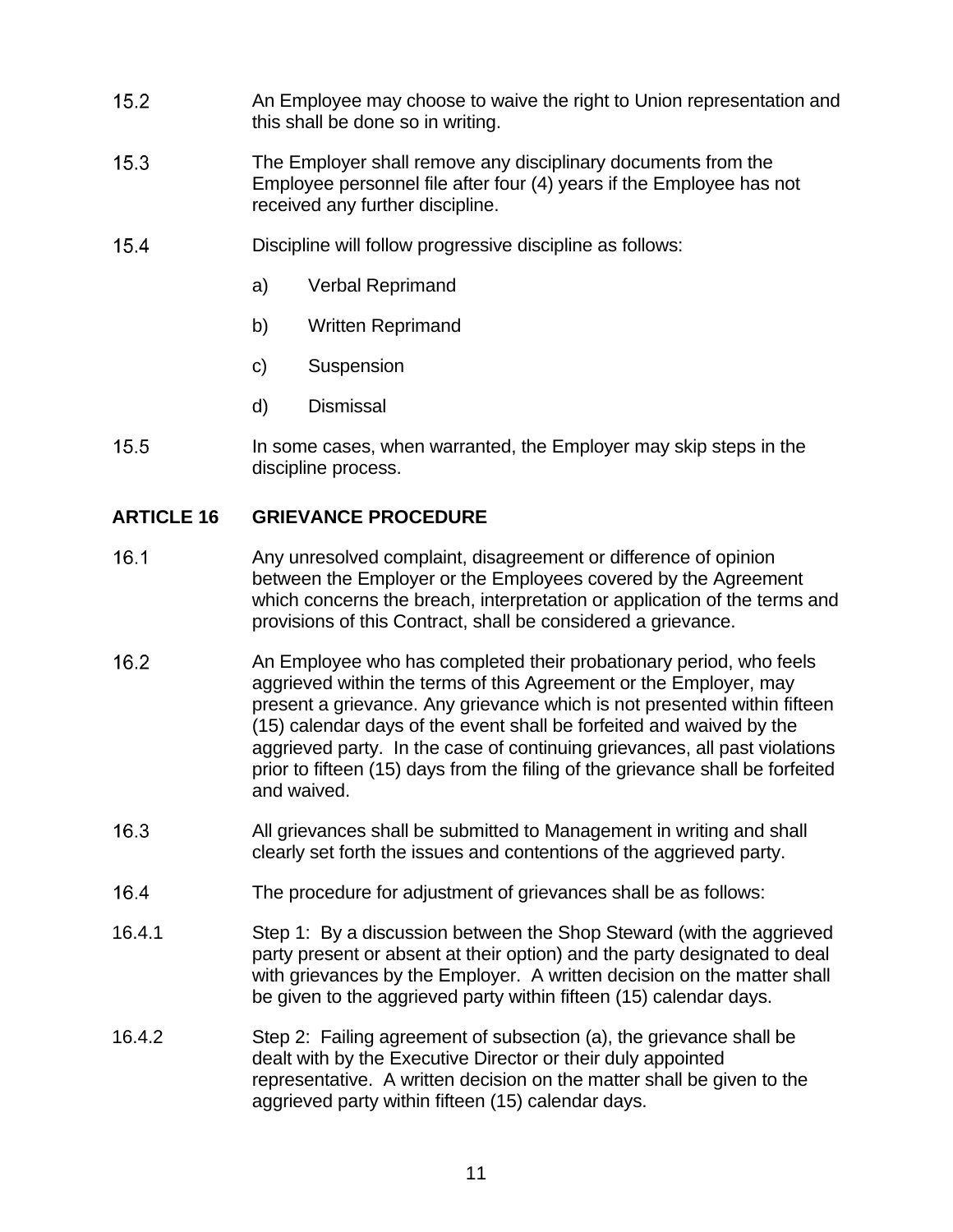15.2 An Employee may choose to waive the right to Union representation and this shall be done so in writing.

15.3 The Employer shall remove any disciplinary documents from the Employee personnel file after four (4) years if the Employee has not received any further discipline.

15.4 Discipline will follow progressive discipline as follows:

a) Verbal Reprimand

b) Written Reprimand

c) Suspension

d) Dismissal

15.5 In some cases, when warranted, the Employer may skip steps in the discipline process.

## ARTICLE 16 GRIEVANCE PROCEDURE

16.1 Any unresolved complaint, disagreement or difference of opinion between the Employer or the Employees covered by the Agreement which concerns the breach, interpretation or application of the terms and provisions of this Contract, shall be considered a grievance.

16.2 An Employee who has completed their probationary period, who feels aggrieved within the terms of this Agreement or the Employer, may present a grievance. Any grievance which is not presented within fifteen (15) calendar days of the event shall be forfeited and waived by the aggrieved party. In the case of continuing grievances, all past violations prior to fifteen (15) days from the filing of the grievance shall be forfeited and waived.

16.3 All grievances shall be submitted to Management in writing and shall clearly set forth the issues and contentions of the aggrieved party.

16.4 The procedure for adjustment of grievances shall be as follows:

16.4.1 Step 1: By a discussion between the Shop Steward (with the aggrieved party present or absent at their option) and the party designated to deal with grievances by the Employer. A written decision on the matter shall be given to the aggrieved party within fifteen (15) calendar days.

16.4.2 Step 2: Failing agreement of subsection (a), the grievance shall be dealt with by the Executive Director or their duly appointed representative. A written decision on the matter shall be given to the aggrieved party within fifteen (15) calendar days.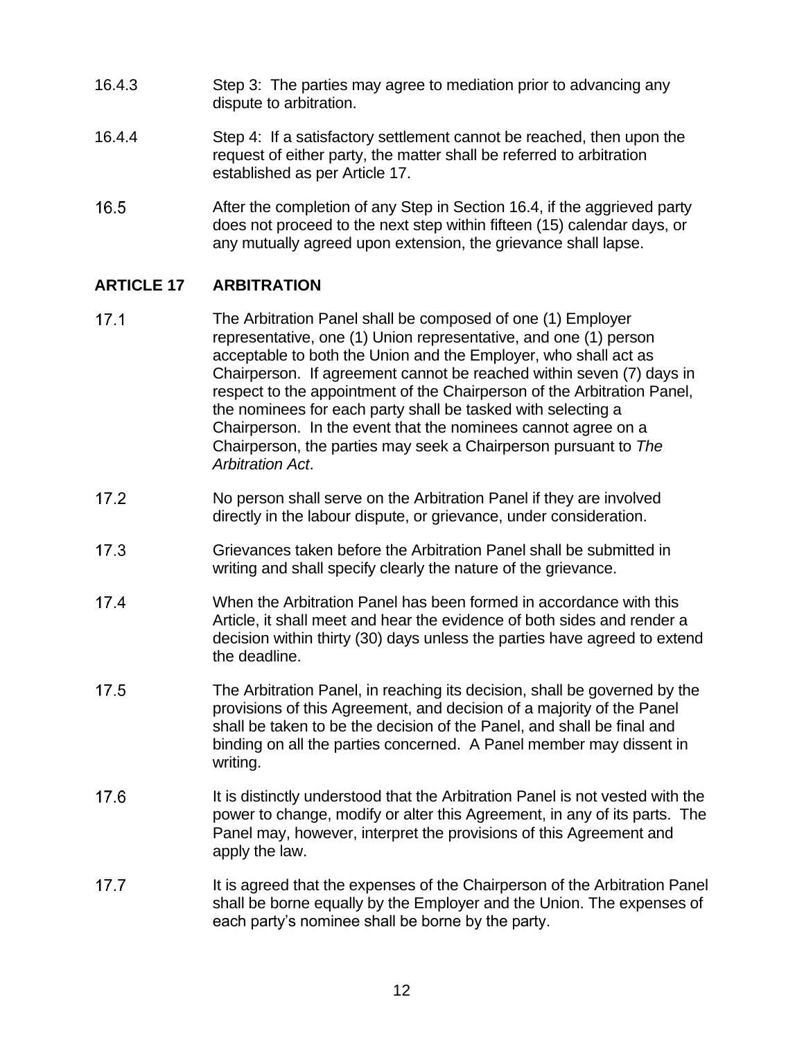16.4.3 Step 3: The parties may agree to mediation prior to advancing any dispute to arbitration.

16.4.4 Step 4: If a satisfactory settlement cannot be reached, then upon the request of either party, the matter shall be referred to arbitration established as per Article 17.

16.5 After the completion of any Step in Section 16.4, if the aggrieved party does not proceed to the next step within fifteen (15) calendar days, or any mutually agreed upon extension, the grievance shall lapse.

## ARTICLE 17 ARBITRATION

17.1 The Arbitration Panel shall be composed of one (1) Employer representative, one (1) Union representative, and one (1) person acceptable to both the Union and the Employer, who shall act as Chairperson. If agreement cannot be reached within seven (7) days in respect to the appointment of the Chairperson of the Arbitration Panel, the nominees for each party shall be tasked with selecting a Chairperson. In the event that the nominees cannot agree on a Chairperson, the parties may seek a Chairperson pursuant to *The Arbitration Act*.

17.2 No person shall serve on the Arbitration Panel if they are involved directly in the labour dispute, or grievance, under consideration.

17.3 Grievances taken before the Arbitration Panel shall be submitted in writing and shall specify clearly the nature of the grievance.

17.4 When the Arbitration Panel has been formed in accordance with this Article, it shall meet and hear the evidence of both sides and render a decision within thirty (30) days unless the parties have agreed to extend the deadline.

17.5 The Arbitration Panel, in reaching its decision, shall be governed by the provisions of this Agreement, and decision of a majority of the Panel shall be taken to be the decision of the Panel, and shall be final and binding on all the parties concerned. A Panel member may dissent in writing.

17.6 It is distinctly understood that the Arbitration Panel is not vested with the power to change, modify or alter this Agreement, in any of its parts. The Panel may, however, interpret the provisions of this Agreement and apply the law.

17.7 It is agreed that the expenses of the Chairperson of the Arbitration Panel shall be borne equally by the Employer and the Union. The expenses of each party's nominee shall be borne by the party.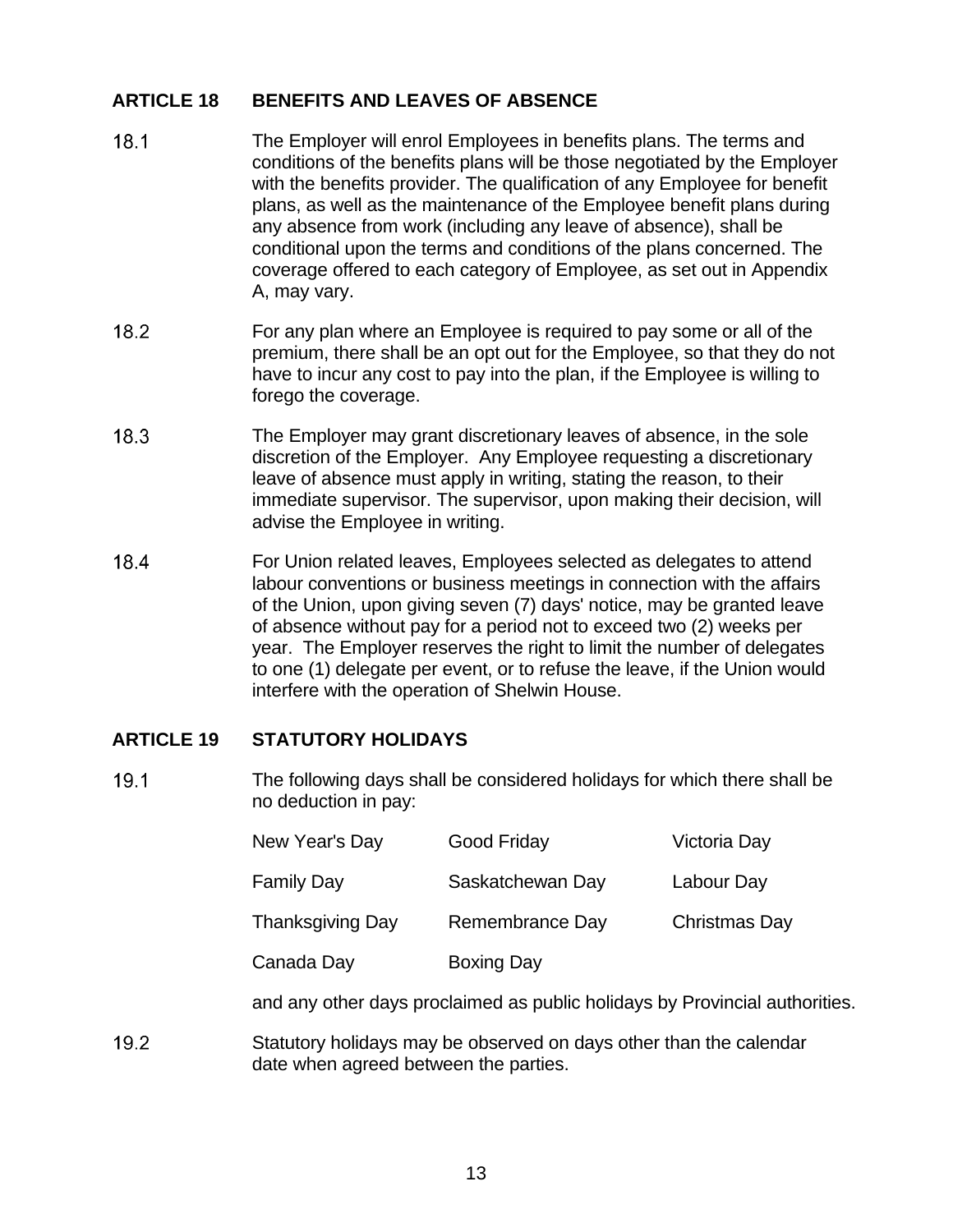## ARTICLE 18 BENEFITS AND LEAVES OF ABSENCE

18.1 The Employer will enrol Employees in benefits plans. The terms and conditions of the benefits plans will be those negotiated by the Employer with the benefits provider. The qualification of any Employee for benefit plans, as well as the maintenance of the Employee benefit plans during any absence from work (including any leave of absence), shall be conditional upon the terms and conditions of the plans concerned. The coverage offered to each category of Employee, as set out in Appendix A, may vary.

18.2 For any plan where an Employee is required to pay some or all of the premium, there shall be an opt out for the Employee, so that they do not have to incur any cost to pay into the plan, if the Employee is willing to forego the coverage.

18.3 The Employer may grant discretionary leaves of absence, in the sole discretion of the Employer. Any Employee requesting a discretionary leave of absence must apply in writing, stating the reason, to their immediate supervisor. The supervisor, upon making their decision, will advise the Employee in writing.

18.4 For Union related leaves, Employees selected as delegates to attend labour conventions or business meetings in connection with the affairs of the Union, upon giving seven (7) days' notice, may be granted leave of absence without pay for a period not to exceed two (2) weeks per year. The Employer reserves the right to limit the number of delegates to one (1) delegate per event, or to refuse the leave, if the Union would interfere with the operation of Shelwin House.

## ARTICLE 19 STATUTORY HOLIDAYS

19.1 The following days shall be considered holidays for which there shall be no deduction in pay:

| | | |
|---|---|---|
| New Year's Day | Good Friday | Victoria Day |
| Family Day | Saskatchewan Day | Labour Day |
| Thanksgiving Day | Remembrance Day | Christmas Day |
| Canada Day | Boxing Day | |

and any other days proclaimed as public holidays by Provincial authorities.

19.2 Statutory holidays may be observed on days other than the calendar date when agreed between the parties.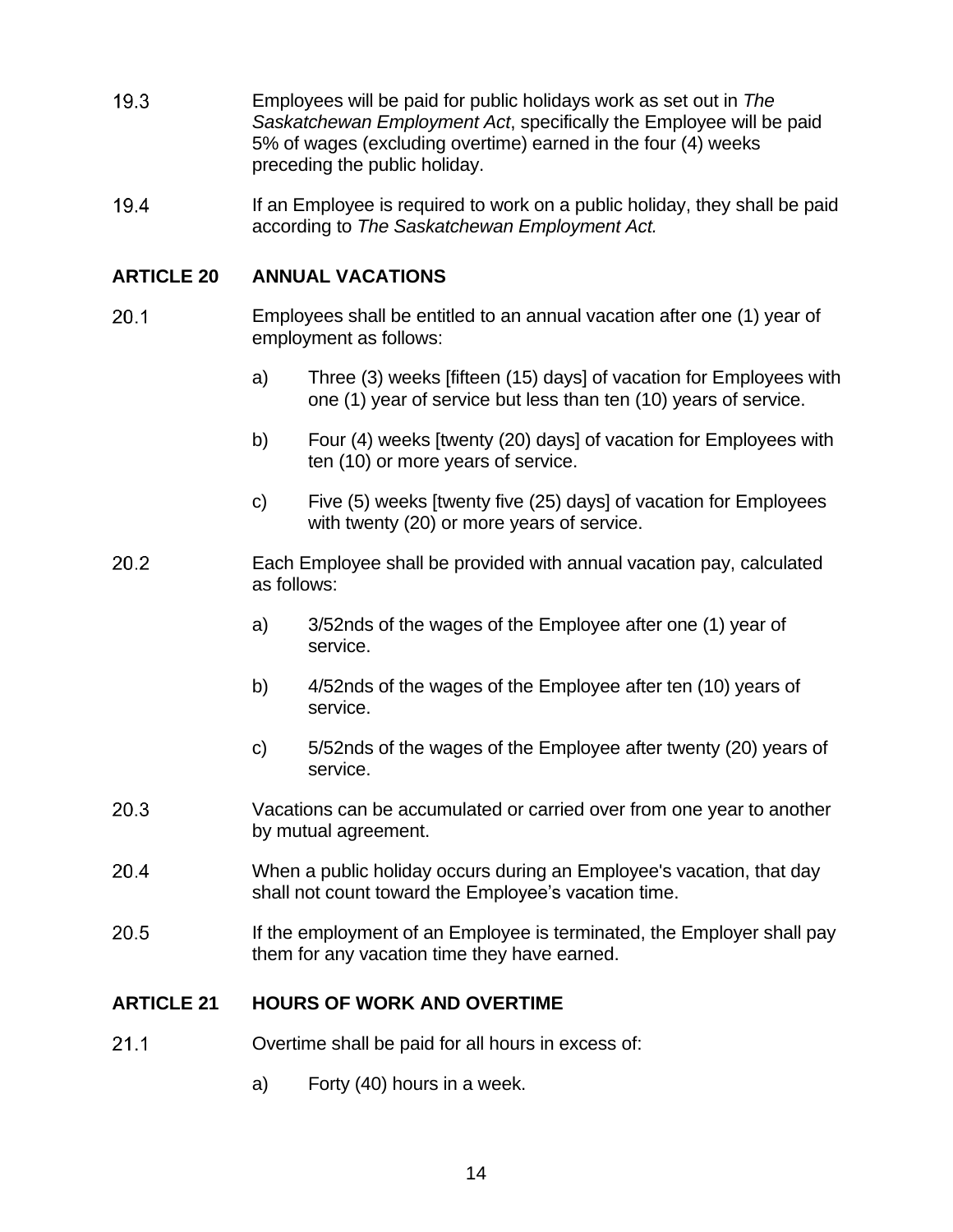19.3 Employees will be paid for public holidays work as set out in *The Saskatchewan Employment Act*, specifically the Employee will be paid 5% of wages (excluding overtime) earned in the four (4) weeks preceding the public holiday.

19.4 If an Employee is required to work on a public holiday, they shall be paid according to *The Saskatchewan Employment Act.*

## ARTICLE 20 ANNUAL VACATIONS

20.1 Employees shall be entitled to an annual vacation after one (1) year of employment as follows:

a) Three (3) weeks [fifteen (15) days] of vacation for Employees with one (1) year of service but less than ten (10) years of service.

b) Four (4) weeks [twenty (20) days] of vacation for Employees with ten (10) or more years of service.

c) Five (5) weeks [twenty five (25) days] of vacation for Employees with twenty (20) or more years of service.

20.2 Each Employee shall be provided with annual vacation pay, calculated as follows:

a) 3/52nds of the wages of the Employee after one (1) year of service.

b) 4/52nds of the wages of the Employee after ten (10) years of service.

c) 5/52nds of the wages of the Employee after twenty (20) years of service.

20.3 Vacations can be accumulated or carried over from one year to another by mutual agreement.

20.4 When a public holiday occurs during an Employee's vacation, that day shall not count toward the Employee's vacation time.

20.5 If the employment of an Employee is terminated, the Employer shall pay them for any vacation time they have earned.

## ARTICLE 21 HOURS OF WORK AND OVERTIME

21.1 Overtime shall be paid for all hours in excess of:

a) Forty (40) hours in a week.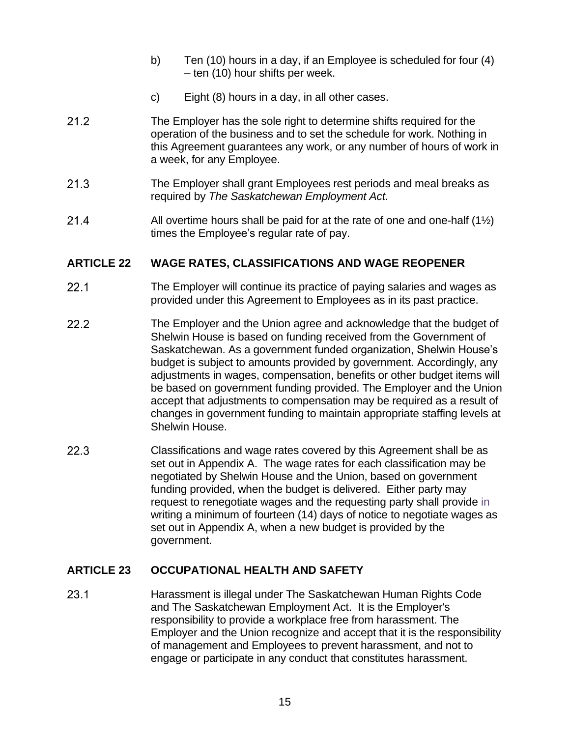b) Ten (10) hours in a day, if an Employee is scheduled for four (4) – ten (10) hour shifts per week.

c) Eight (8) hours in a day, in all other cases.

21.2 The Employer has the sole right to determine shifts required for the operation of the business and to set the schedule for work. Nothing in this Agreement guarantees any work, or any number of hours of work in a week, for any Employee.

21.3 The Employer shall grant Employees rest periods and meal breaks as required by *The Saskatchewan Employment Act*.

21.4 All overtime hours shall be paid for at the rate of one and one-half (1½) times the Employee's regular rate of pay.

## ARTICLE 22 WAGE RATES, CLASSIFICATIONS AND WAGE REOPENER

22.1 The Employer will continue its practice of paying salaries and wages as provided under this Agreement to Employees as in its past practice.

22.2 The Employer and the Union agree and acknowledge that the budget of Shelwin House is based on funding received from the Government of Saskatchewan. As a government funded organization, Shelwin House's budget is subject to amounts provided by government. Accordingly, any adjustments in wages, compensation, benefits or other budget items will be based on government funding provided. The Employer and the Union accept that adjustments to compensation may be required as a result of changes in government funding to maintain appropriate staffing levels at Shelwin House.

22.3 Classifications and wage rates covered by this Agreement shall be as set out in Appendix A. The wage rates for each classification may be negotiated by Shelwin House and the Union, based on government funding provided, when the budget is delivered. Either party may request to renegotiate wages and the requesting party shall provide in writing a minimum of fourteen (14) days of notice to negotiate wages as set out in Appendix A, when a new budget is provided by the government.

## ARTICLE 23 OCCUPATIONAL HEALTH AND SAFETY

23.1 Harassment is illegal under The Saskatchewan Human Rights Code and The Saskatchewan Employment Act. It is the Employer's responsibility to provide a workplace free from harassment. The Employer and the Union recognize and accept that it is the responsibility of management and Employees to prevent harassment, and not to engage or participate in any conduct that constitutes harassment.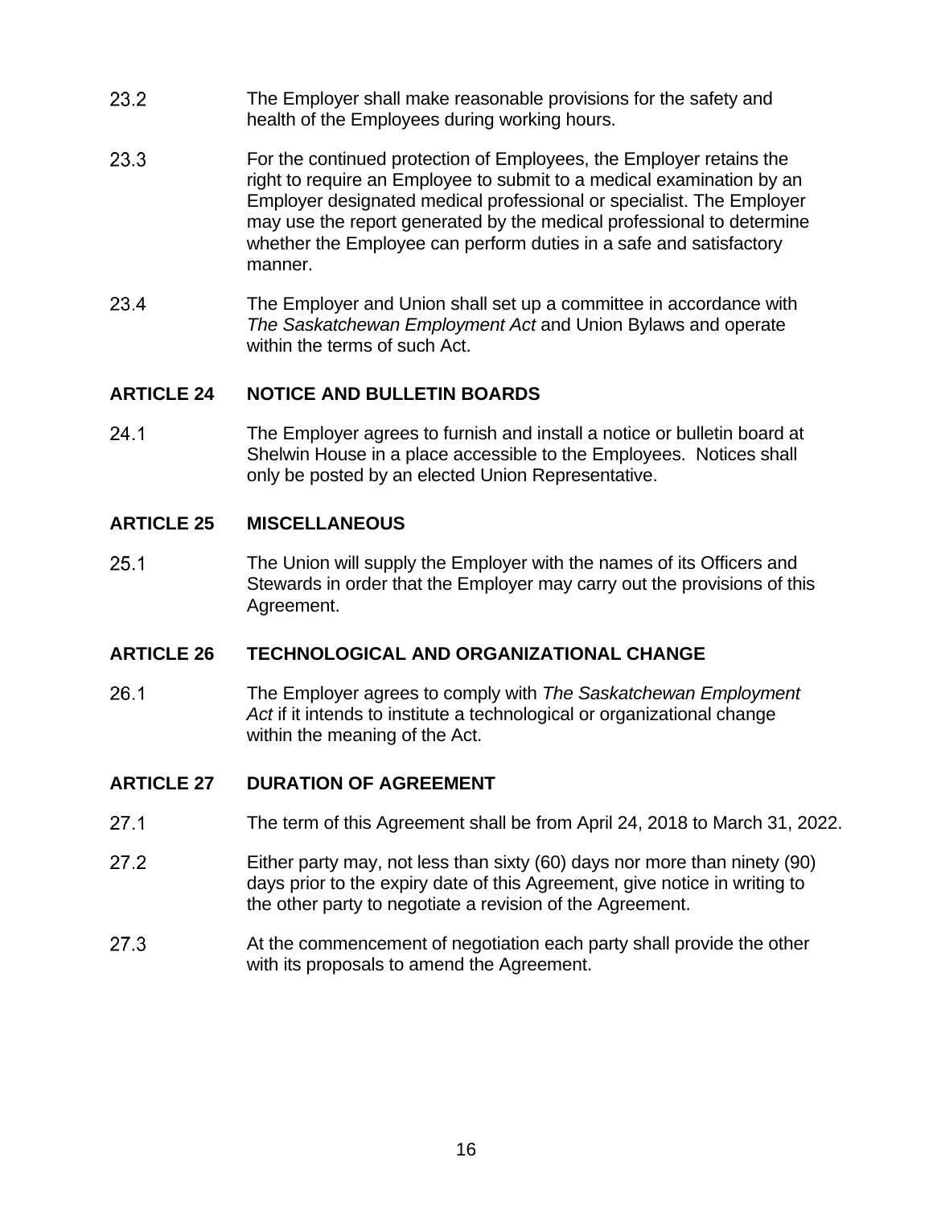23.2 The Employer shall make reasonable provisions for the safety and health of the Employees during working hours.

23.3 For the continued protection of Employees, the Employer retains the right to require an Employee to submit to a medical examination by an Employer designated medical professional or specialist. The Employer may use the report generated by the medical professional to determine whether the Employee can perform duties in a safe and satisfactory manner.

23.4 The Employer and Union shall set up a committee in accordance with *The Saskatchewan Employment Act* and Union Bylaws and operate within the terms of such Act.

## ARTICLE 24 NOTICE AND BULLETIN BOARDS

24.1 The Employer agrees to furnish and install a notice or bulletin board at Shelwin House in a place accessible to the Employees. Notices shall only be posted by an elected Union Representative.

## ARTICLE 25 MISCELLANEOUS

25.1 The Union will supply the Employer with the names of its Officers and Stewards in order that the Employer may carry out the provisions of this Agreement.

## ARTICLE 26 TECHNOLOGICAL AND ORGANIZATIONAL CHANGE

26.1 The Employer agrees to comply with *The Saskatchewan Employment Act* if it intends to institute a technological or organizational change within the meaning of the Act.

## ARTICLE 27 DURATION OF AGREEMENT

27.1 The term of this Agreement shall be from April 24, 2018 to March 31, 2022.

27.2 Either party may, not less than sixty (60) days nor more than ninety (90) days prior to the expiry date of this Agreement, give notice in writing to the other party to negotiate a revision of the Agreement.

27.3 At the commencement of negotiation each party shall provide the other with its proposals to amend the Agreement.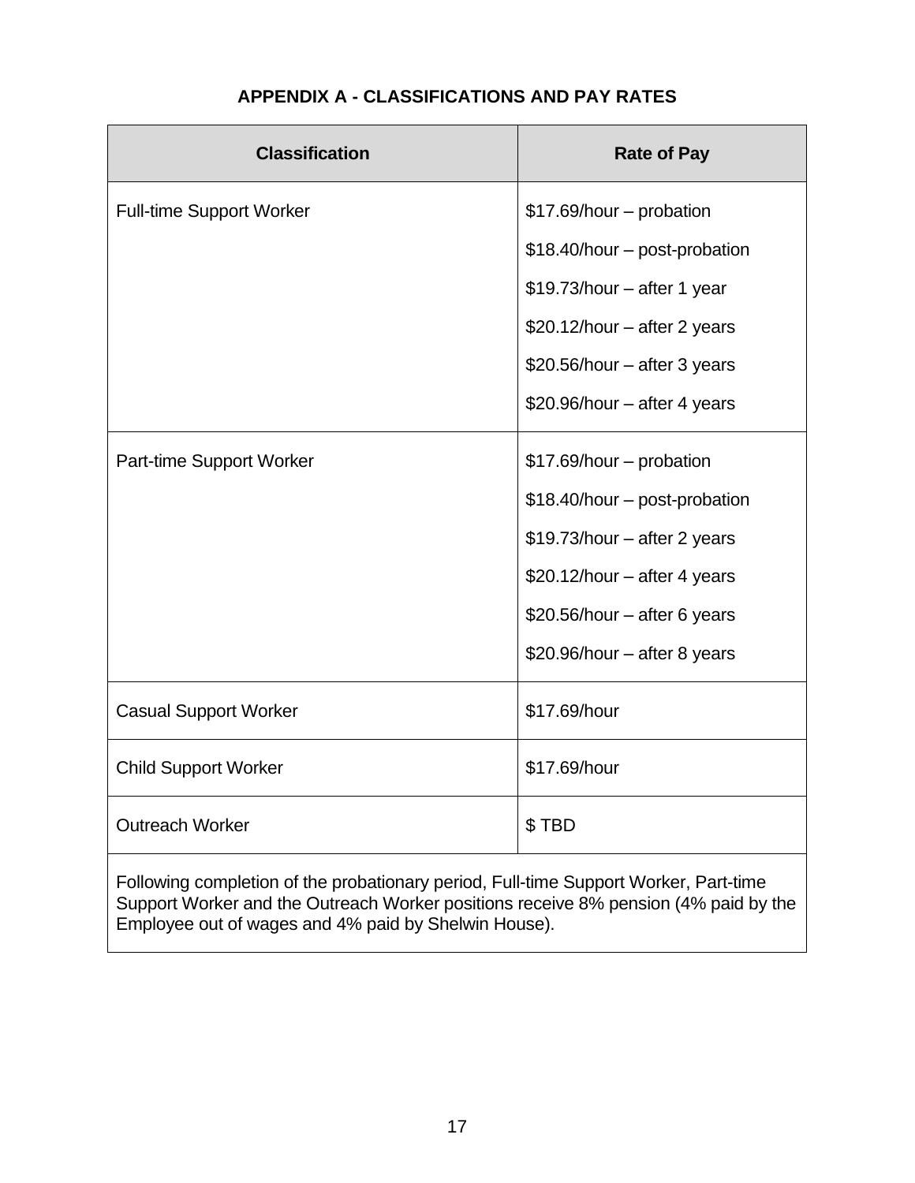## APPENDIX A - CLASSIFICATIONS AND PAY RATES

| Classification | Rate of Pay |
| --- | --- |
| Full-time Support Worker | $17.69/hour – probation<br>$18.40/hour – post-probation<br>$19.73/hour – after 1 year<br>$20.12/hour – after 2 years<br>$20.56/hour – after 3 years<br>$20.96/hour – after 4 years |
| Part-time Support Worker | $17.69/hour – probation<br>$18.40/hour – post-probation<br>$19.73/hour – after 2 years<br>$20.12/hour – after 4 years<br>$20.56/hour – after 6 years<br>$20.96/hour – after 8 years |
| Casual Support Worker | $17.69/hour |
| Child Support Worker | $17.69/hour |
| Outreach Worker | $ TBD |
| Following completion of the probationary period, Full-time Support Worker, Part-time Support Worker and the Outreach Worker positions receive 8% pension (4% paid by the Employee out of wages and 4% paid by Shelwin House). | |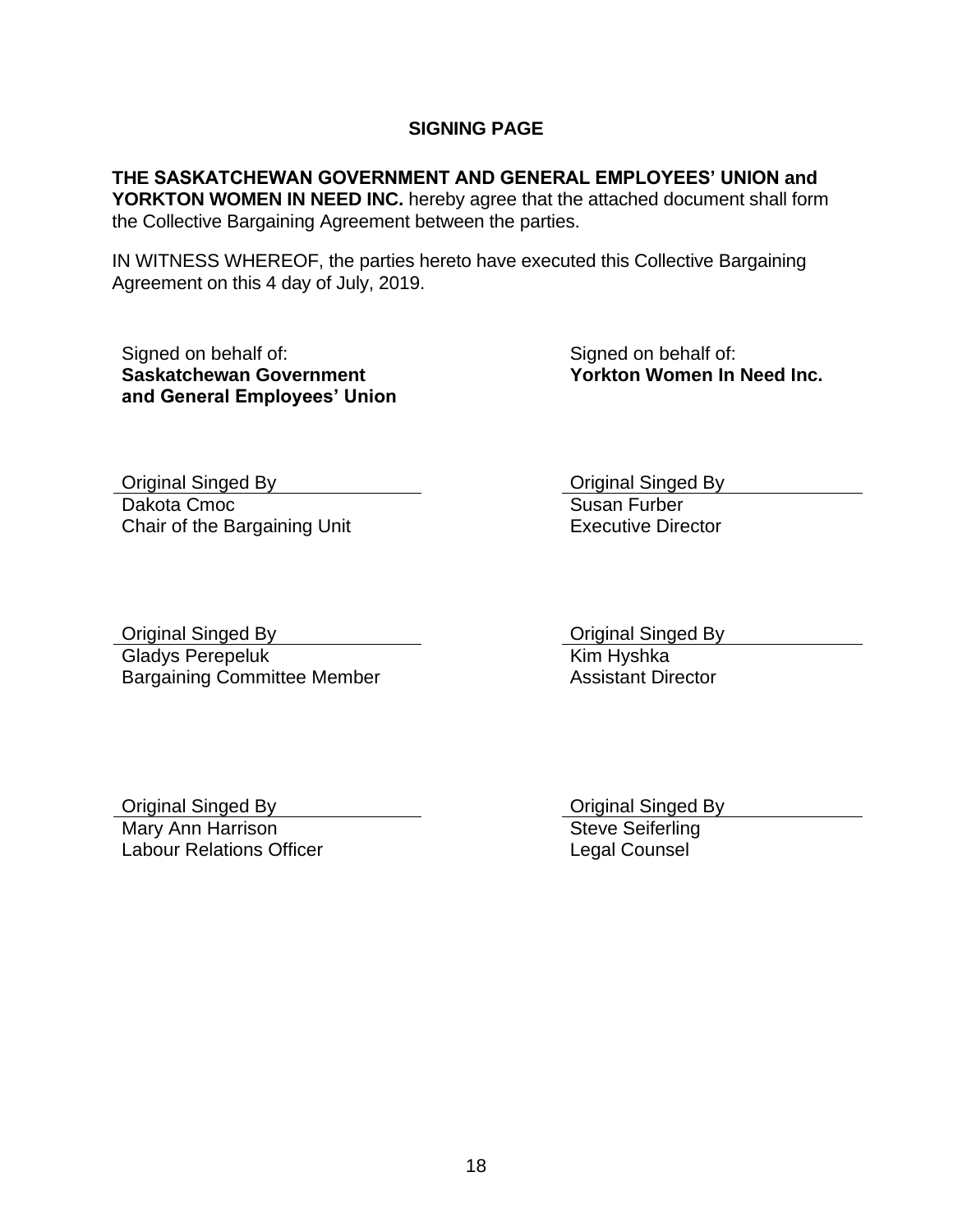## SIGNING PAGE

**THE SASKATCHEWAN GOVERNMENT AND GENERAL EMPLOYEES' UNION and YORKTON WOMEN IN NEED INC.** hereby agree that the attached document shall form the Collective Bargaining Agreement between the parties.

IN WITNESS WHEREOF, the parties hereto have executed this Collective Bargaining Agreement on this 4 day of July, 2019.

Signed on behalf of:
**Saskatchewan Government and General Employees' Union**

Original Singed By
Dakota Cmoc
Chair of the Bargaining Unit

Original Singed By
Gladys Perepeluk
Bargaining Committee Member

Original Singed By
Mary Ann Harrison
Labour Relations Officer

Signed on behalf of:
**Yorkton Women In Need Inc.**

Original Singed By
Susan Furber
Executive Director

Original Singed By
Kim Hyshka
Assistant Director

Original Singed By
Steve Seiferling
Legal Counsel